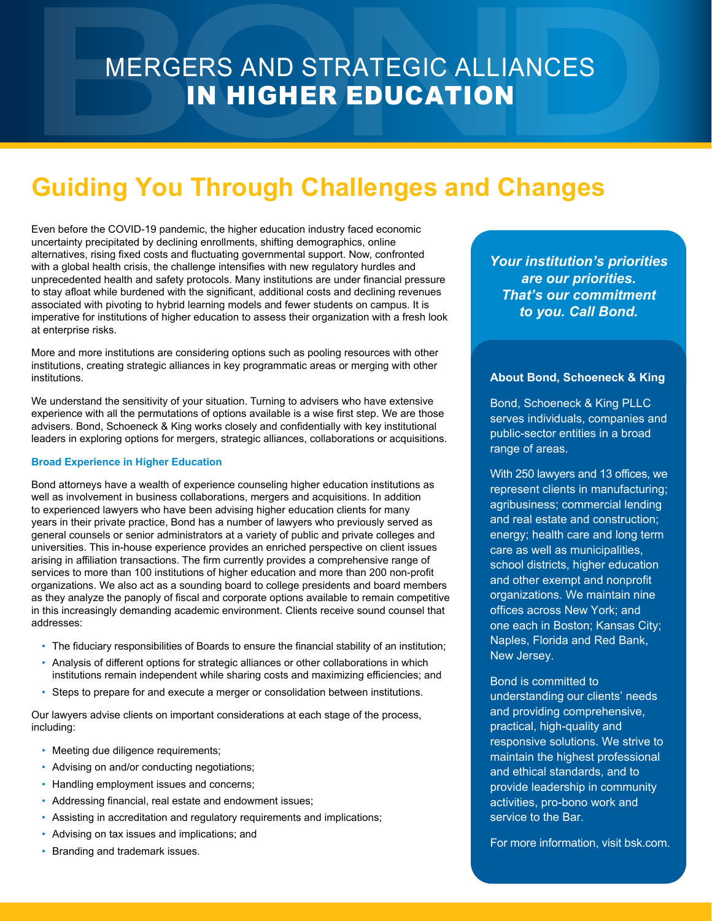# MERGERS AND STRATEGIC ALLIANCES IN HIGHER EDUCATION

## Guiding You Through Challenges and Changes

Even before the COVID-19 pandemic, the higher education industry faced economic uncertainty precipitated by declining enrollments, shifting demographics, online alternatives, rising fixed costs and fluctuating governmental support. Now, confronted with a global health crisis, the challenge intensifies with new regulatory hurdles and unprecedented health and safety protocols. Many institutions are under financial pressure to stay afloat while burdened with the significant, additional costs and declining revenues associated with pivoting to hybrid learning models and fewer students on campus. It is imperative for institutions of higher education to assess their organization with a fresh look at enterprise risks.

More and more institutions are considering options such as pooling resources with other institutions, creating strategic alliances in key programmatic areas or merging with other institutions.

We understand the sensitivity of your situation. Turning to advisers who have extensive experience with all the permutations of options available is a wise first step. We are those advisers. Bond, Schoeneck & King works closely and confidentially with key institutional leaders in exploring options for mergers, strategic alliances, collaborations or acquisitions.

### Broad Experience in Higher Education

Bond attorneys have a wealth of experience counseling higher education institutions as well as involvement in business collaborations, mergers and acquisitions. In addition to experienced lawyers who have been advising higher education clients for many years in their private practice, Bond has a number of lawyers who previously served as general counsels or senior administrators at a variety of public and private colleges and universities. This in-house experience provides an enriched perspective on client issues arising in affiliation transactions. The firm currently provides a comprehensive range of services to more than 100 institutions of higher education and more than 200 non-profit organizations. We also act as a sounding board to college presidents and board members as they analyze the panoply of fiscal and corporate options available to remain competitive in this increasingly demanding academic environment. Clients receive sound counsel that addresses:

- The fiduciary responsibilities of Boards to ensure the financial stability of an institution;
- Analysis of different options for strategic alliances or other collaborations in which institutions remain independent while sharing costs and maximizing efficiencies; and
- Steps to prepare for and execute a merger or consolidation between institutions.

Our lawyers advise clients on important considerations at each stage of the process, including:

- Meeting due diligence requirements;
- Advising on and/or conducting negotiations;
- Handling employment issues and concerns;
- Addressing financial, real estate and endowment issues;
- Assisting in accreditation and regulatory requirements and implications;
- Advising on tax issues and implications; and
- Branding and trademark issues.

***Your institution's priorities are our priorities. That's our commitment to you. Call Bond.***

**About Bond, Schoeneck & King**

Bond, Schoeneck & King PLLC serves individuals, companies and public-sector entities in a broad range of areas.

With 250 lawyers and 13 offices, we represent clients in manufacturing; agribusiness; commercial lending and real estate and construction; energy; health care and long term care as well as municipalities, school districts, higher education and other exempt and nonprofit organizations. We maintain nine offices across New York; and one each in Boston; Kansas City; Naples, Florida and Red Bank, New Jersey.

Bond is committed to understanding our clients' needs and providing comprehensive, practical, high-quality and responsive solutions. We strive to maintain the highest professional and ethical standards, and to provide leadership in community activities, pro-bono work and service to the Bar.

For more information, visit bsk.com.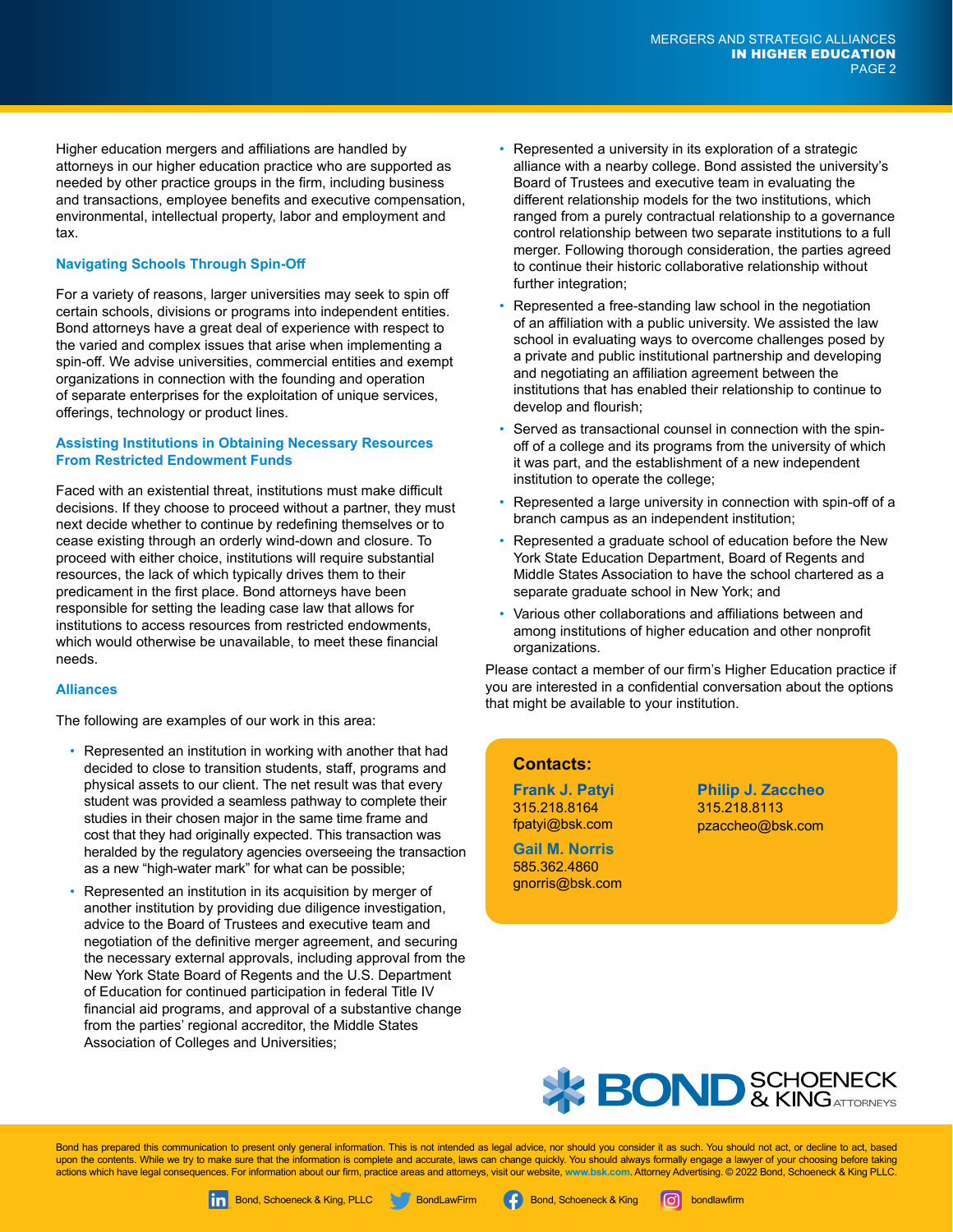Higher education mergers and affiliations are handled by attorneys in our higher education practice who are supported as needed by other practice groups in the firm, including business and transactions, employee benefits and executive compensation, environmental, intellectual property, labor and employment and tax.

### Navigating Schools Through Spin-Off

For a variety of reasons, larger universities may seek to spin off certain schools, divisions or programs into independent entities. Bond attorneys have a great deal of experience with respect to the varied and complex issues that arise when implementing a spin-off. We advise universities, commercial entities and exempt organizations in connection with the founding and operation of separate enterprises for the exploitation of unique services, offerings, technology or product lines.

### Assisting Institutions in Obtaining Necessary Resources From Restricted Endowment Funds

Faced with an existential threat, institutions must make difficult decisions. If they choose to proceed without a partner, they must next decide whether to continue by redefining themselves or to cease existing through an orderly wind-down and closure. To proceed with either choice, institutions will require substantial resources, the lack of which typically drives them to their predicament in the first place. Bond attorneys have been responsible for setting the leading case law that allows for institutions to access resources from restricted endowments, which would otherwise be unavailable, to meet these financial needs.

### Alliances

The following are examples of our work in this area:

- Represented an institution in working with another that had decided to close to transition students, staff, programs and physical assets to our client. The net result was that every student was provided a seamless pathway to complete their studies in their chosen major in the same time frame and cost that they had originally expected. This transaction was heralded by the regulatory agencies overseeing the transaction as a new "high-water mark" for what can be possible;
- Represented an institution in its acquisition by merger of another institution by providing due diligence investigation, advice to the Board of Trustees and executive team and negotiation of the definitive merger agreement, and securing the necessary external approvals, including approval from the New York State Board of Regents and the U.S. Department of Education for continued participation in federal Title IV financial aid programs, and approval of a substantive change from the parties' regional accreditor, the Middle States Association of Colleges and Universities;
- Represented a university in its exploration of a strategic alliance with a nearby college. Bond assisted the university's Board of Trustees and executive team in evaluating the different relationship models for the two institutions, which ranged from a purely contractual relationship to a governance control relationship between two separate institutions to a full merger. Following thorough consideration, the parties agreed to continue their historic collaborative relationship without further integration;
- Represented a free-standing law school in the negotiation of an affiliation with a public university. We assisted the law school in evaluating ways to overcome challenges posed by a private and public institutional partnership and developing and negotiating an affiliation agreement between the institutions that has enabled their relationship to continue to develop and flourish;
- Served as transactional counsel in connection with the spin-off of a college and its programs from the university of which it was part, and the establishment of a new independent institution to operate the college;
- Represented a large university in connection with spin-off of a branch campus as an independent institution;
- Represented a graduate school of education before the New York State Education Department, Board of Regents and Middle States Association to have the school chartered as a separate graduate school in New York; and
- Various other collaborations and affiliations between and among institutions of higher education and other nonprofit organizations.

Please contact a member of our firm's Higher Education practice if you are interested in a confidential conversation about the options that might be available to your institution.

**Contacts:**

**Frank J. Patyi**
315.218.8164
fpatyi@bsk.com

**Gail M. Norris**
585.362.4860
gnorris@bsk.com

**Philip J. Zaccheo**
315.218.8113
pzaccheo@bsk.com

BOND SCHOENECK & KING ATTORNEYS

Bond has prepared this communication to present only general information. This is not intended as legal advice, nor should you consider it as such. You should not act, or decline to act, based upon the contents. While we try to make sure that the information is complete and accurate, laws can change quickly. You should always formally engage a lawyer of your choosing before taking actions which have legal consequences. For information about our firm, practice areas and attorneys, visit our website, www.bsk.com. Attorney Advertising. © 2022 Bond, Schoeneck & King PLLC.

Bond, Schoeneck & King, PLLC | BondLawFirm | Bond, Schoeneck & King | bondlawfirm